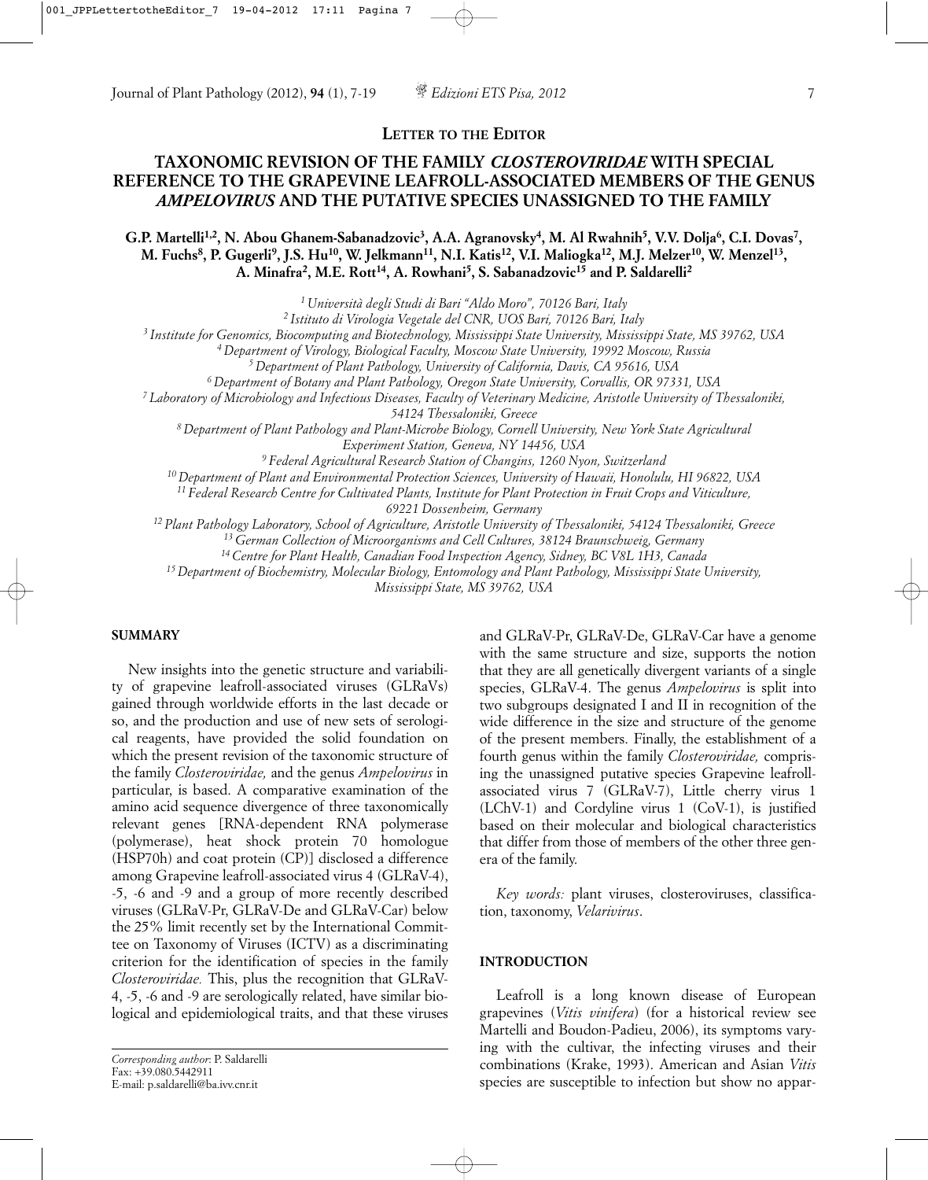**LETTER TO THE EDITOR**

# TAXONOMIC REVISION OF THE FAMILY *CLOSTEROVIRIDAE* WITH SPECIAL REFERENCE TO THE GRAPEVINE LEAFROLL-ASSOCIATED MEMBERS OF THE GENUS *AMPELOVIRUS* AND THE PUTATIVE SPECIES UNASSIGNED TO THE FAMILY

**G.P. Martelli[1,2], N. Abou Ghanem-Sabanadzovic[3], A.A. Agranovsky[4], M. Al Rwahnih[5], V.V. Dolja[6], C.I. Dovas[7], M. Fuchs[8], P. Gugerli[9], J.S. Hu[10], W. Jelkmann[11], N.I. Katis[12], V.I. Maliogka[12], M.J. Melzer[10], W. Menzel[13], A. Minafra[2], M.E. Rott[14], A. Rowhani[5], S. Sabanadzovic[15] and P. Saldarelli[2]**

[1] *Università degli Studi di Bari "Aldo Moro", 70126 Bari, Italy*
[2] *Istituto di Virologia Vegetale del CNR, UOS Bari, 70126 Bari, Italy*
[3] *Institute for Genomics, Biocomputing and Biotechnology, Mississippi State University, Mississippi State, MS 39762, USA*
[4] *Department of Virology, Biological Faculty, Moscow State University, 19992 Moscow, Russia*
[5] *Department of Plant Pathology, University of California, Davis, CA 95616, USA*
[6] *Department of Botany and Plant Pathology, Oregon State University, Corvallis, OR 97331, USA*
[7] *Laboratory of Microbiology and Infectious Diseases, Faculty of Veterinary Medicine, Aristotle University of Thessaloniki, 54124 Thessaloniki, Greece*
[8] *Department of Plant Pathology and Plant-Microbe Biology, Cornell University, New York State Agricultural Experiment Station, Geneva, NY 14456, USA*
[9] *Federal Agricultural Research Station of Changins, 1260 Nyon, Switzerland*
[10] *Department of Plant and Environmental Protection Sciences, University of Hawaii, Honolulu, HI 96822, USA*
[11] *Federal Research Centre for Cultivated Plants, Institute for Plant Protection in Fruit Crops and Viticulture, 69221 Dossenheim, Germany*
[12] *Plant Pathology Laboratory, School of Agriculture, Aristotle University of Thessaloniki, 54124 Thessaloniki, Greece*
[13] *German Collection of Microorganisms and Cell Cultures, 38124 Braunschweig, Germany*
[14] *Centre for Plant Health, Canadian Food Inspection Agency, Sidney, BC V8L 1H3, Canada*
[15] *Department of Biochemistry, Molecular Biology, Entomology and Plant Pathology, Mississippi State University, Mississippi State, MS 39762, USA*

## SUMMARY

New insights into the genetic structure and variability of grapevine leafroll-associated viruses (GLRaVs) gained through worldwide efforts in the last decade or so, and the production and use of new sets of serological reagents, have provided the solid foundation on which the present revision of the taxonomic structure of the family *Closteroviridae,* and the genus *Ampelovirus* in particular, is based. A comparative examination of the amino acid sequence divergence of three taxonomically relevant genes [RNA-dependent RNA polymerase (polymerase), heat shock protein 70 homologue (HSP70h) and coat protein (CP)] disclosed a difference among Grapevine leafroll-associated virus 4 (GLRaV-4), -5, -6 and -9 and a group of more recently described viruses (GLRaV-Pr, GLRaV-De and GLRaV-Car) below the 25% limit recently set by the International Committee on Taxonomy of Viruses (ICTV) as a discriminating criterion for the identification of species in the family *Closteroviridae.* This, plus the recognition that GLRaV-4, -5, -6 and -9 are serologically related, have similar biological and epidemiological traits, and that these viruses and GLRaV-Pr, GLRaV-De, GLRaV-Car have a genome with the same structure and size, supports the notion that they are all genetically divergent variants of a single species, GLRaV-4. The genus *Ampelovirus* is split into two subgroups designated I and II in recognition of the wide difference in the size and structure of the genome of the present members. Finally, the establishment of a fourth genus within the family *Closteroviridae,* comprising the unassigned putative species Grapevine leafroll-associated virus 7 (GLRaV-7), Little cherry virus 1 (LChV-1) and Cordyline virus 1 (CoV-1), is justified based on their molecular and biological characteristics that differ from those of members of the other three genera of the family.

*Key words:* plant viruses, closteroviruses, classification, taxonomy, *Velarivirus*.

*Corresponding author*: P. Saldarelli
Fax: +39.080.5442911
E-mail: p.saldarelli@ba.ivv.cnr.it

## INTRODUCTION

Leafroll is a long known disease of European grapevines (*Vitis vinifera*) (for a historical review see Martelli and Boudon-Padieu, 2006), its symptoms varying with the cultivar, the infecting viruses and their combinations (Krake, 1993). American and Asian *Vitis* species are susceptible to infection but show no appar-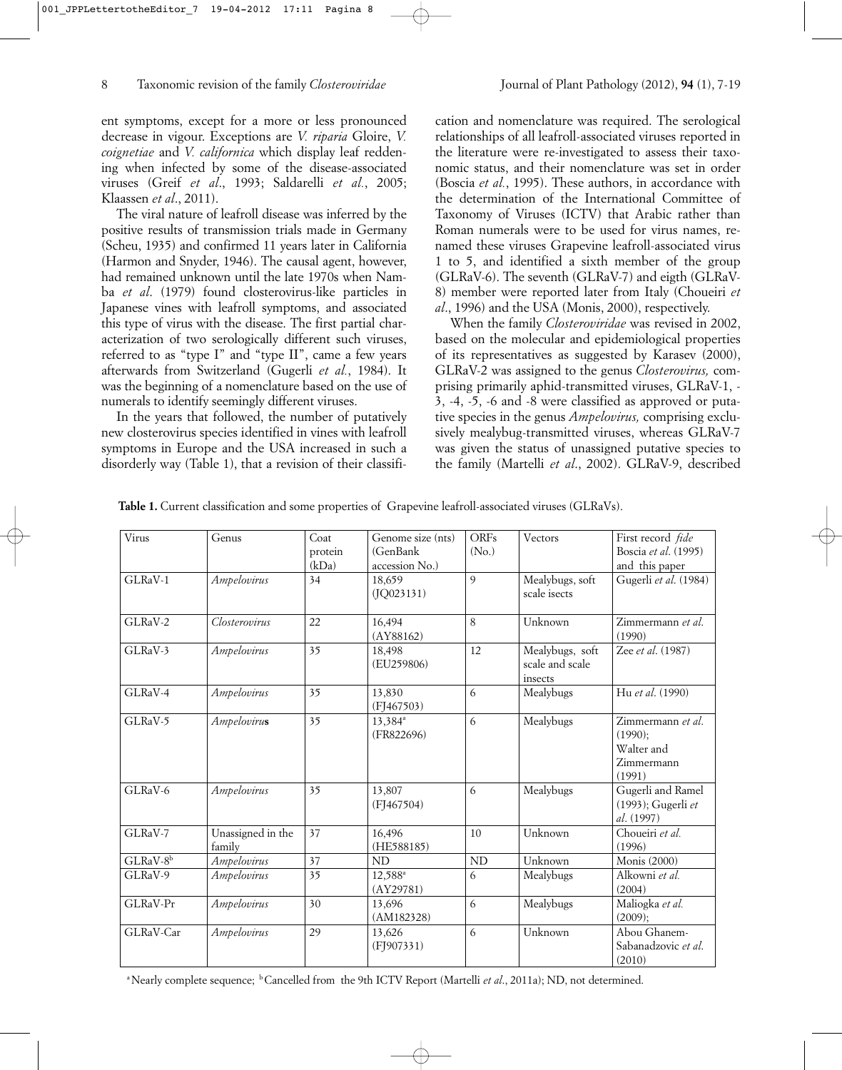ent symptoms, except for a more or less pronounced decrease in vigour. Exceptions are *V. riparia* Gloire, *V. coignetiae* and *V. californica* which display leaf reddening when infected by some of the disease-associated viruses (Greif *et al*., 1993; Saldarelli *et al*., 2005; Klaassen *et al*., 2011).

The viral nature of leafroll disease was inferred by the positive results of transmission trials made in Germany (Scheu, 1935) and confirmed 11 years later in California (Harmon and Snyder, 1946). The causal agent, however, had remained unknown until the late 1970s when Namba *et al*. (1979) found closterovirus-like particles in Japanese vines with leafroll symptoms, and associated this type of virus with the disease. The first partial characterization of two serologically different such viruses, referred to as "type I" and "type II", came a few years afterwards from Switzerland (Gugerli *et al.*, 1984). It was the beginning of a nomenclature based on the use of numerals to identify seemingly different viruses.

In the years that followed, the number of putatively new closterovirus species identified in vines with leafroll symptoms in Europe and the USA increased in such a disorderly way (Table 1), that a revision of their classification and nomenclature was required. The serological relationships of all leafroll-associated viruses reported in the literature were re-investigated to assess their taxonomic status, and their nomenclature was set in order (Boscia *et al.*, 1995). These authors, in accordance with the determination of the International Committee of Taxonomy of Viruses (ICTV) that Arabic rather than Roman numerals were to be used for virus names, renamed these viruses Grapevine leafroll-associated virus 1 to 5, and identified a sixth member of the group (GLRaV-6). The seventh (GLRaV-7) and eigth (GLRaV-8) member were reported later from Italy (Choueiri *et al*., 1996) and the USA (Monis, 2000), respectively.

When the family *Closteroviridae* was revised in 2002, based on the molecular and epidemiological properties of its representatives as suggested by Karasev (2000), GLRaV-2 was assigned to the genus *Closterovirus,* comprising primarily aphid-transmitted viruses, GLRaV-1, -3, -4, -5, -6 and -8 were classified as approved or putative species in the genus *Ampelovirus,* comprising exclusively mealybug-transmitted viruses, whereas GLRaV-7 was given the status of unassigned putative species to the family (Martelli *et al*., 2002). GLRaV-9, described

**Table 1.** Current classification and some properties of Grapevine leafroll-associated viruses (GLRaVs).

| Virus | Genus | Coat protein (kDa) | Genome size (nts) (GenBank accession No.) | ORFs (No.) | Vectors | First record *fide* Boscia *et al*. (1995) and this paper |
|---|---|---|---|---|---|---|
| GLRaV-1 | *Ampelovirus* | 34 | 18,659 (JQ023131) | 9 | Mealybugs, soft scale isects | Gugerli *et al*. (1984) |
| GLRaV-2 | *Closterovirus* | 22 | 16,494 (AY88162) | 8 | Unknown | Zimmermann *et al*. (1990) |
| GLRaV-3 | *Ampelovirus* | 35 | 18,498 (EU259806) | 12 | Mealybugs, soft scale and scale insects | Zee *et al*. (1987) |
| GLRaV-4 | *Ampelovirus* | 35 | 13,830 (FJ467503) | 6 | Mealybugs | Hu *et al*. (1990) |
| GLRaV-5 | *Ampelovirus* | 35 | 13,384[a] (FR822696) | 6 | Mealybugs | Zimmermann *et al*. (1990); Walter and Zimmermann (1991) |
| GLRaV-6 | *Ampelovirus* | 35 | 13,807 (FJ467504) | 6 | Mealybugs | Gugerli and Ramel (1993); Gugerli *et al*. (1997) |
| GLRaV-7 | Unassigned in the family | 37 | 16,496 (HE588185) | 10 | Unknown | Choueiri *et al.* (1996) |
| GLRaV-8[b] | *Ampelovirus* | 37 | ND | ND | Unknown | Monis (2000) |
| GLRaV-9 | *Ampelovirus* | 35 | 12,588[a] (AY29781) | 6 | Mealybugs | Alkowni *et al.* (2004) |
| GLRaV-Pr | *Ampelovirus* | 30 | 13,696 (AM182328) | 6 | Mealybugs | Maliogka *et al.* (2009); |
| GLRaV-Car | *Ampelovirus* | 29 | 13,626 (FJ907331) | 6 | Unknown | Abou Ghanem-Sabanadzovic *et al.* (2010) |

[a] Nearly complete sequence; [b] Cancelled from the 9th ICTV Report (Martelli *et al*., 2011a); ND, not determined.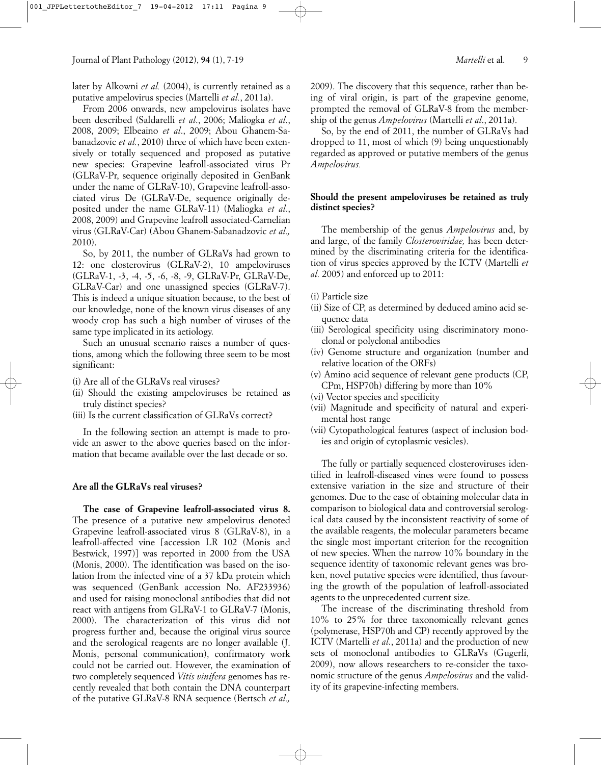later by Alkowni *et al.* (2004), is currently retained as a putative ampelovirus species (Martelli *et al.*, 2011a).

From 2006 onwards, new ampelovirus isolates have been described (Saldarelli *et al.*, 2006; Maliogka *et al.*, 2008, 2009; Elbeaino *et al.*, 2009; Abou Ghanem-Sabanadzovic *et al.*, 2010) three of which have been extensively or totally sequenced and proposed as putative new species: Grapevine leafroll-associated virus Pr (GLRaV-Pr, sequence originally deposited in GenBank under the name of GLRaV-10), Grapevine leafroll-associated virus De (GLRaV-De, sequence originally deposited under the name GLRaV-11) (Maliogka *et al.*, 2008, 2009) and Grapevine leafroll associated-Carnelian virus (GLRaV-Car) (Abou Ghanem-Sabanadzovic *et al.,* 2010).

So, by 2011, the number of GLRaVs had grown to 12: one closterovirus (GLRaV-2), 10 ampeloviruses (GLRaV-1, -3, -4, -5, -6, -8, -9, GLRaV-Pr, GLRaV-De, GLRaV-Car) and one unassigned species (GLRaV-7). This is indeed a unique situation because, to the best of our knowledge, none of the known virus diseases of any woody crop has such a high number of viruses of the same type implicated in its aetiology.

Such an unusual scenario raises a number of questions, among which the following three seem to be most significant:

(i) Are all of the GLRaVs real viruses?
(ii) Should the existing ampeloviruses be retained as truly distinct species?
(iii) Is the current classification of GLRaVs correct?

In the following section an attempt is made to provide an aswer to the above queries based on the information that became available over the last decade or so.

## Are all the GLRaVs real viruses?

**The case of Grapevine leafroll-associated virus 8.** The presence of a putative new ampelovirus denoted Grapevine leafroll-associated virus 8 (GLRaV-8), in a leafroll-affected vine [accession LR 102 (Monis and Bestwick, 1997)] was reported in 2000 from the USA (Monis, 2000). The identification was based on the isolation from the infected vine of a 37 kDa protein which was sequenced (GenBank accession No. AF233936) and used for raising monoclonal antibodies that did not react with antigens from GLRaV-1 to GLRaV-7 (Monis, 2000). The characterization of this virus did not progress further and, because the original virus source and the serological reagents are no longer available (J. Monis, personal communication), confirmatory work could not be carried out. However, the examination of two completely sequenced *Vitis vinifera* genomes has recently revealed that both contain the DNA counterpart of the putative GLRaV-8 RNA sequence (Bertsch *et al.,* 2009). The discovery that this sequence, rather than being of viral origin, is part of the grapevine genome, prompted the removal of GLRaV-8 from the membership of the genus *Ampelovirus* (Martelli *et al.*, 2011a).

So, by the end of 2011, the number of GLRaVs had dropped to 11, most of which (9) being unquestionably regarded as approved or putative members of the genus *Ampelovirus.*

## Should the present ampeloviruses be retained as truly distinct species?

The membership of the genus *Ampelovirus* and, by and large, of the family *Closteroviridae,* has been determined by the discriminating criteria for the identification of virus species approved by the ICTV (Martelli *et al.* 2005) and enforced up to 2011:

(i) Particle size
(ii) Size of CP, as determined by deduced amino acid sequence data
(iii) Serological specificity using discriminatory monoclonal or polyclonal antibodies
(iv) Genome structure and organization (number and relative location of the ORFs)
(v) Amino acid sequence of relevant gene products (CP, CPm, HSP70h) differing by more than 10%
(vi) Vector species and specificity
(vii) Magnitude and specificity of natural and experimental host range
(vii) Cytopathological features (aspect of inclusion bodies and origin of cytoplasmic vesicles).

The fully or partially sequenced closteroviruses identified in leafroll-diseased vines were found to possess extensive variation in the size and structure of their genomes. Due to the ease of obtaining molecular data in comparison to biological data and controversial serological data caused by the inconsistent reactivity of some of the available reagents, the molecular parameters became the single most important criterion for the recognition of new species. When the narrow 10% boundary in the sequence identity of taxonomic relevant genes was broken, novel putative species were identified, thus favouring the growth of the population of leafroll-associated agents to the unprecedented current size.

The increase of the discriminating threshold from 10% to 25% for three taxonomically relevant genes (polymerase, HSP70h and CP) recently approved by the ICTV (Martelli *et al.*, 2011a) and the production of new sets of monoclonal antibodies to GLRaVs (Gugerli, 2009), now allows researchers to re-consider the taxonomic structure of the genus *Ampelovirus* and the validity of its grapevine-infecting members.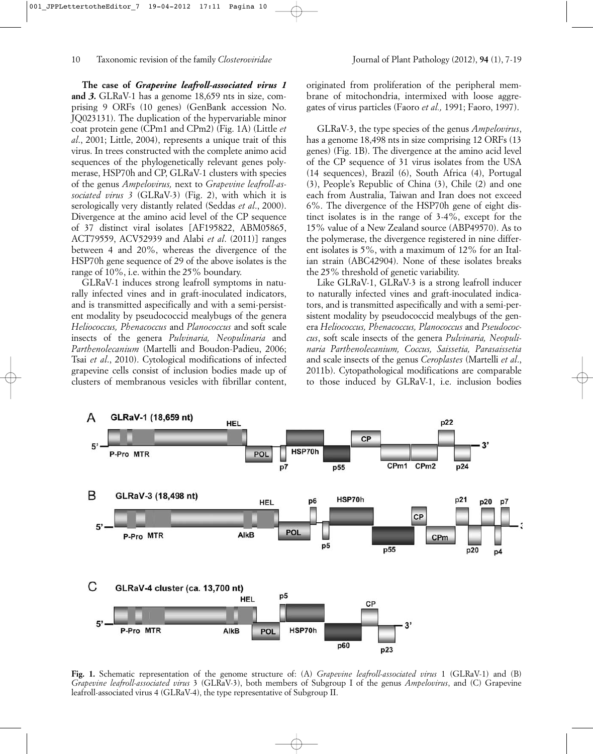**The case of *Grapevine leafroll-associated virus 1* and *3*.** GLRaV-1 has a genome 18,659 nts in size, comprising 9 ORFs (10 genes) (GenBank accession No. JQ023131). The duplication of the hypervariable minor coat protein gene (CPm1 and CPm2) (Fig. 1A) (Little *et al*., 2001; Little, 2004), represents a unique trait of this virus. In trees constructed with the complete animo acid sequences of the phylogenetically relevant genes polymerase, HSP70h and CP, GLRaV-1 clusters with species of the genus *Ampelovirus,* next to *Grapevine leafroll-associated virus 3* (GLRaV-3) (Fig. 2), with which it is serologically very distantly related (Seddas *et al*., 2000). Divergence at the amino acid level of the CP sequence of 37 distinct viral isolates [AF195822, ABM05865, ACT79559, ACV52939 and Alabi *et al*. (2011)] ranges between 4 and 20%, whereas the divergence of the HSP70h gene sequence of 29 of the above isolates is the range of 10%, i.e. within the 25% boundary.

GLRaV-1 induces strong leafroll symptoms in naturally infected vines and in graft-inoculated indicators, and is transmitted aspecifically and with a semi-persistent modality by pseudococcid mealybugs of the genera *Heliococcus, Phenacoccus* and *Planococcus* and soft scale insects of the genera *Pulvinaria, Neopulinaria* and *Parthenolecanium* (Martelli and Boudon-Padieu, 2006; Tsai *et al*., 2010). Cytological modifications of infected grapevine cells consist of inclusion bodies made up of clusters of membranous vesicles with fibrillar content, originated from proliferation of the peripheral membrane of mitochondria, intermixed with loose aggregates of virus particles (Faoro *et al.,* 1991; Faoro, 1997).

GLRaV-3, the type species of the genus *Ampelovirus*, has a genome 18,498 nts in size comprising 12 ORFs (13 genes) (Fig. 1B). The divergence at the amino acid level of the CP sequence of 31 virus isolates from the USA (14 sequences), Brazil (6), South Africa (4), Portugal (3), People's Republic of China (3), Chile (2) and one each from Australia, Taiwan and Iran does not exceed 6%. The divergence of the HSP70h gene of eight distinct isolates is in the range of 3-4%, except for the 15% value of a New Zealand source (ABP49570). As to the polymerase, the divergence registered in nine different isolates is 5%, with a maximum of 12% for an Italian strain (ABC42904). None of these isolates breaks the 25% threshold of genetic variability.

Like GLRaV-1, GLRaV-3 is a strong leafroll inducer to naturally infected vines and graft-inoculated indicators, and is transmitted aspecifically and with a semi-persistent modality by pseudococcid mealybugs of the genera *Heliococcus, Phenacoccus, Planococcus* and *Pseudococcus*, soft scale insects of the genera *Pulvinaria, Neopulinaria Parthenolecanium, Coccus, Saissetia, Parasaissetia* and scale insects of the genus *Ceroplastes* (Martelli *et al*., 2011b). Cytopathological modifications are comparable to those induced by GLRaV-1, i.e. inclusion bodies

**Fig. 1.** Schematic representation of the genome structure of: (A) *Grapevine leafroll-associated virus* 1 (GLRaV-1) and (B) *Grapevine leafroll-associated virus* 3 (GLRaV-3), both members of Subgroup I of the genus *Ampelovirus*, and (C) Grapevine leafroll-associated virus 4 (GLRaV-4), the type representative of Subgroup II.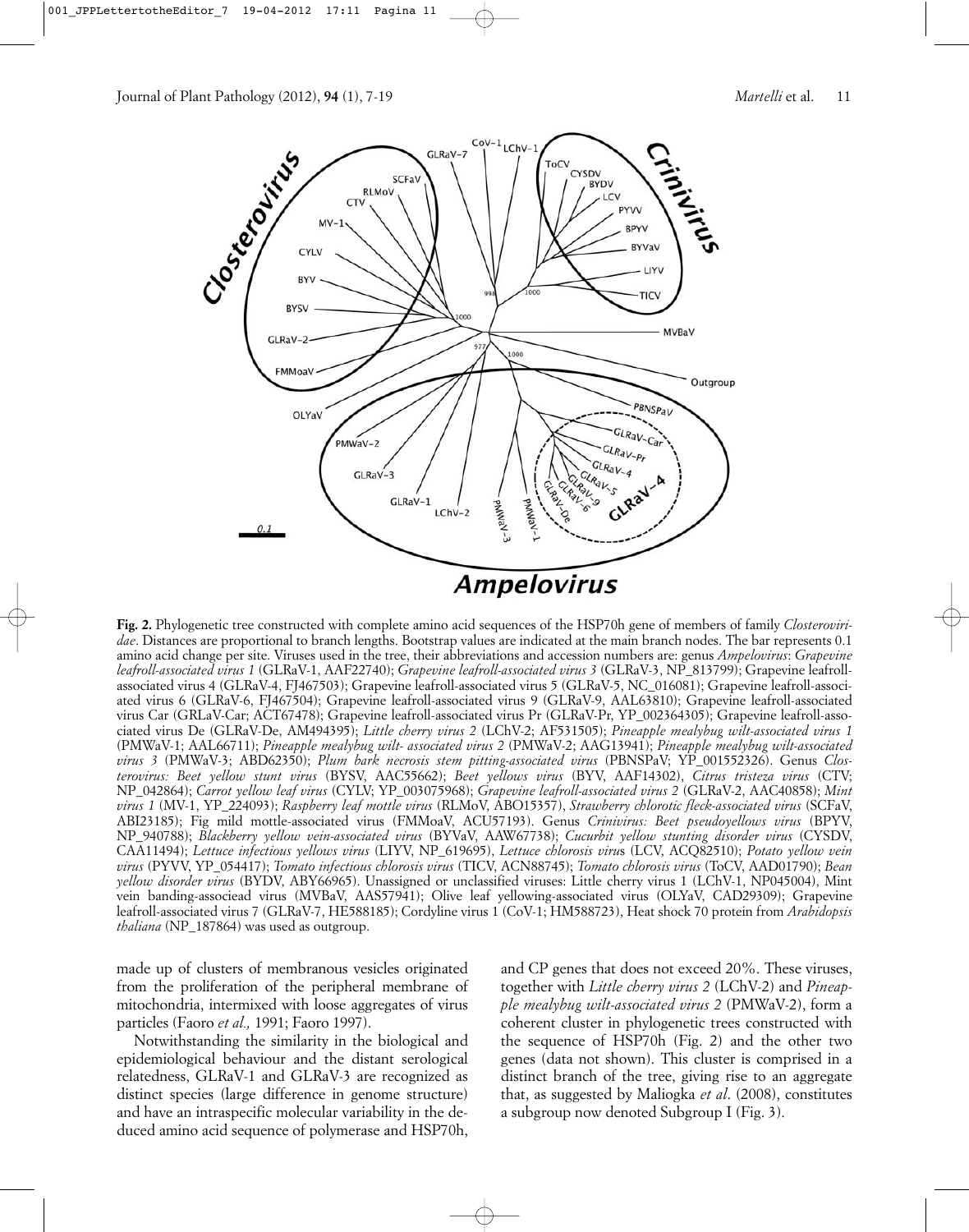**Fig. 2.** Phylogenetic tree constructed with complete amino acid sequences of the HSP70h gene of members of family *Closteroviridae*. Distances are proportional to branch lengths. Bootstrap values are indicated at the main branch nodes. The bar represents 0.1 amino acid change per site. Viruses used in the tree, their abbreviations and accession numbers are: genus *Ampelovirus*: *Grapevine leafroll-associated virus 1* (GLRaV-1, AAF22740); *Grapevine leafroll-associated virus 3* (GLRaV-3, NP_813799); Grapevine leafroll-associated virus 4 (GLRaV-4, FJ467503); Grapevine leafroll-associated virus 5 (GLRaV-5, NC_016081); Grapevine leafroll-associated virus 6 (GLRaV-6, FJ467504); Grapevine leafroll-associated virus 9 (GLRaV-9, AAL63810); Grapevine leafroll-associated virus Car (GRLaV-Car; ACT67478); Grapevine leafroll-associated virus Pr (GLRaV-Pr, YP_002364305); Grapevine leafroll-associated virus De (GLRaV-De, AM494395); *Little cherry virus 2* (LChV-2; AF531505); *Pineapple mealybug wilt-associated virus 1* (PMWaV-1; AAL66711); *Pineapple mealybug wilt- associated virus 2* (PMWaV-2; AAG13941); *Pineapple mealybug wilt-associated virus 3* (PMWaV-3; ABD62350); *Plum bark necrosis stem pitting-associated virus* (PBNSPaV; YP_001552326). Genus *Closterovirus: Beet yellow stunt virus* (BYSV, AAC55662); *Beet yellows virus* (BYV, AAF14302), *Citrus tristeza virus* (CTV; NP_042864); *Carrot yellow leaf virus* (CYLV; YP_003075968); *Grapevine leafroll-associated virus 2* (GLRaV-2, AAC40858); *Mint virus 1* (MV-1, YP_224093); *Raspberry leaf mottle virus* (RLMoV, ABO15357), *Strawberry chlorotic fleck-associated virus* (SCFaV, ABI23185); Fig mild mottle-associated virus (FMMoaV, ACU57193). Genus *Crinivirus: Beet pseudoyellows virus* (BPYV, NP_940788); *Blackberry yellow vein-associated virus* (BYVaV, AAW67738); *Cucurbit yellow stunting disorder virus* (CYSDV, CAA11494); *Lettuce infectious yellows virus* (LIYV, NP_619695), *Lettuce chlorosis virus* (LCV, ACQ82510); *Potato yellow vein virus* (PYVV, YP_054417); *Tomato infectious chlorosis virus* (TICV, ACN88745); *Tomato chlorosis virus* (ToCV, AAD01790); *Bean yellow disorder virus* (BYDV, ABY66965). Unassigned or unclassified viruses: Little cherry virus 1 (LChV-1, NP045004), Mint vein banding-associead virus (MVBaV, AAS57941); Olive leaf yellowing-associated virus (OLYaV, CAD29309); Grapevine leafroll-associated virus 7 (GLRaV-7, HE588185); Cordyline virus 1 (CoV-1; HM588723), Heat shock 70 protein from *Arabidopsis thaliana* (NP_187864) was used as outgroup.

made up of clusters of membranous vesicles originated from the proliferation of the peripheral membrane of mitochondria, intermixed with loose aggregates of virus particles (Faoro *et al.,* 1991; Faoro 1997).

Notwithstanding the similarity in the biological and epidemiological behaviour and the distant serological relatedness, GLRaV-1 and GLRaV-3 are recognized as distinct species (large difference in genome structure) and have an intraspecific molecular variability in the deduced amino acid sequence of polymerase and HSP70h, and CP genes that does not exceed 20%. These viruses, together with *Little cherry virus 2* (LChV-2) and *Pineapple mealybug wilt-associated virus 2* (PMWaV-2), form a coherent cluster in phylogenetic trees constructed with the sequence of HSP70h (Fig. 2) and the other two genes (data not shown). This cluster is comprised in a distinct branch of the tree, giving rise to an aggregate that, as suggested by Maliogka *et al*. (2008), constitutes a subgroup now denoted Subgroup I (Fig. 3).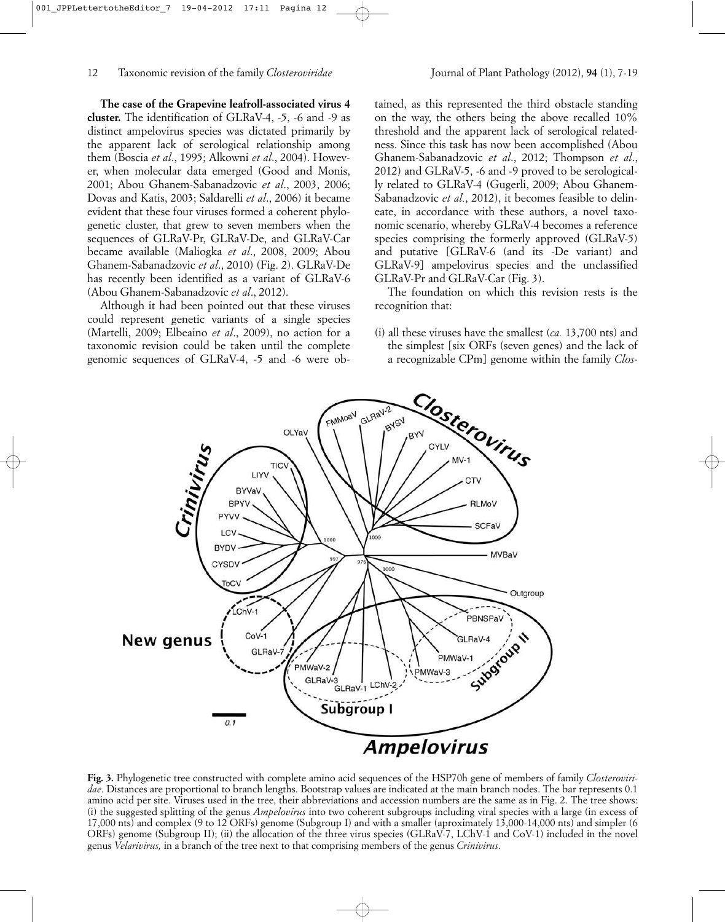**The case of the Grapevine leafroll-associated virus 4 cluster.** The identification of GLRaV-4, -5, -6 and -9 as distinct ampelovirus species was dictated primarily by the apparent lack of serological relationship among them (Boscia *et al*., 1995; Alkowni *et al*., 2004). However, when molecular data emerged (Good and Monis, 2001; Abou Ghanem-Sabanadzovic *et al*., 2003, 2006; Dovas and Katis, 2003; Saldarelli *et al*., 2006) it became evident that these four viruses formed a coherent phylogenetic cluster, that grew to seven members when the sequences of GLRaV-Pr, GLRaV-De, and GLRaV-Car became available (Maliogka *et al*., 2008, 2009; Abou Ghanem-Sabanadzovic *et al*., 2010) (Fig. 2). GLRaV-De has recently been identified as a variant of GLRaV-6 (Abou Ghanem-Sabanadzovic *et al*., 2012).

Although it had been pointed out that these viruses could represent genetic variants of a single species (Martelli, 2009; Elbeaino *et al*., 2009), no action for a taxonomic revision could be taken until the complete genomic sequences of GLRaV-4, -5 and -6 were obtained, as this represented the third obstacle standing on the way, the others being the above recalled 10% threshold and the apparent lack of serological relatedness. Since this task has now been accomplished (Abou Ghanem-Sabanadzovic *et al*., 2012; Thompson *et al*., 2012) and GLRaV-5, -6 and -9 proved to be serologically related to GLRaV-4 (Gugerli, 2009; Abou Ghanem-Sabanadzovic *et al.*, 2012), it becomes feasible to delineate, in accordance with these authors, a novel taxonomic scenario, whereby GLRaV-4 becomes a reference species comprising the formerly approved (GLRaV-5) and putative [GLRaV-6 (and its -De variant) and GLRaV-9] ampelovirus species and the unclassified GLRaV-Pr and GLRaV-Car (Fig. 3).

The foundation on which this revision rests is the recognition that:

(i) all these viruses have the smallest (*ca.* 13,700 nts) and the simplest [six ORFs (seven genes) and the lack of a recognizable CPm] genome within the family *Clos-*

**Fig. 3.** Phylogenetic tree constructed with complete amino acid sequences of the HSP70h gene of members of family *Closteroviridae*. Distances are proportional to branch lengths. Bootstrap values are indicated at the main branch nodes. The bar represents 0.1 amino acid per site. Viruses used in the tree, their abbreviations and accession numbers are the same as in Fig. 2. The tree shows: (i) the suggested splitting of the genus *Ampelovirus* into two coherent subgroups including viral species with a large (in excess of 17,000 nts) and complex (9 to 12 ORFs) genome (Subgroup I) and with a smaller (aproximately 13,000-14,000 nts) and simpler (6 ORFs) genome (Subgroup II); (ii) the allocation of the three virus species (GLRaV-7, LChV-1 and CoV-1) included in the novel genus *Velarivirus,* in a branch of the tree next to that comprising members of the genus *Crinivirus*.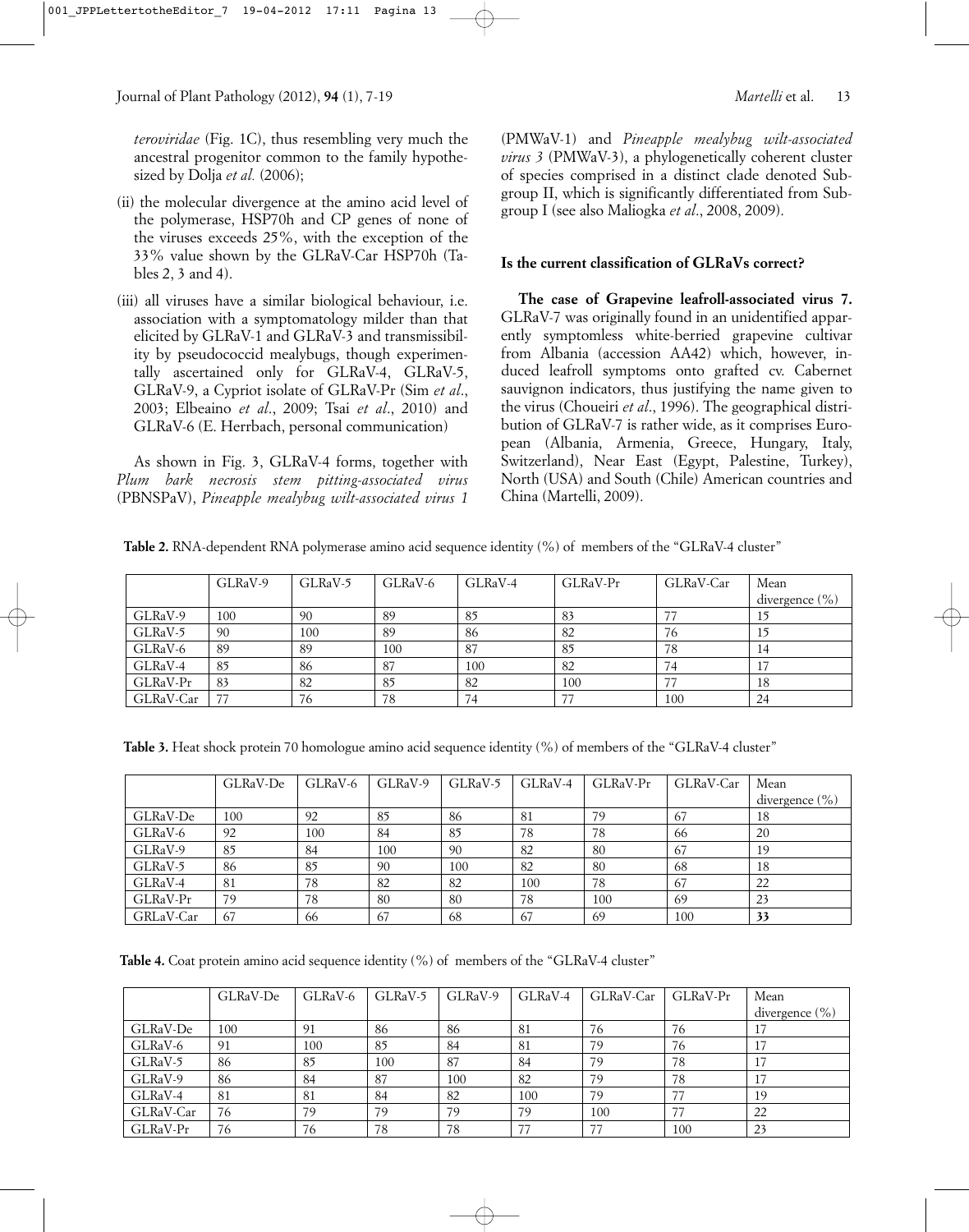*teroviridae* (Fig. 1C), thus resembling very much the ancestral progenitor common to the family hypothesized by Dolja *et al.* (2006);

(ii) the molecular divergence at the amino acid level of the polymerase, HSP70h and CP genes of none of the viruses exceeds 25%, with the exception of the 33% value shown by the GLRaV-Car HSP70h (Tables 2, 3 and 4).

(iii) all viruses have a similar biological behaviour, i.e. association with a symptomatology milder than that elicited by GLRaV-1 and GLRaV-3 and transmissibility by pseudococcid mealybugs, though experimentally ascertained only for GLRaV-4, GLRaV-5, GLRaV-9, a Cypriot isolate of GLRaV-Pr (Sim *et al*., 2003; Elbeaino *et al*., 2009; Tsai *et al*., 2010) and GLRaV-6 (E. Herrbach, personal communication)

As shown in Fig. 3, GLRaV-4 forms, together with *Plum bark necrosis stem pitting-associated virus* (PBNSPaV), *Pineapple mealybug wilt-associated virus 1* (PMWaV-1) and *Pineapple mealybug wilt-associated virus 3* (PMWaV-3), a phylogenetically coherent cluster of species comprised in a distinct clade denoted Subgroup II, which is significantly differentiated from Subgroup I (see also Maliogka *et al*., 2008, 2009).

## Is the current classification of GLRaVs correct?

**The case of Grapevine leafroll-associated virus 7.** GLRaV-7 was originally found in an unidentified apparently symptomless white-berried grapevine cultivar from Albania (accession AA42) which, however, induced leafroll symptoms onto grafted cv. Cabernet sauvignon indicators, thus justifying the name given to the virus (Choueiri *et al*., 1996). The geographical distribution of GLRaV-7 is rather wide, as it comprises European (Albania, Armenia, Greece, Hungary, Italy, Switzerland), Near East (Egypt, Palestine, Turkey), North (USA) and South (Chile) American countries and China (Martelli, 2009).

**Table 2.** RNA-dependent RNA polymerase amino acid sequence identity (%) of members of the "GLRaV-4 cluster"

| | GLRaV-9 | GLRaV-5 | GLRaV-6 | GLRaV-4 | GLRaV-Pr | GLRaV-Car | Mean divergence (%) |
|---|---|---|---|---|---|---|---|
| GLRaV-9 | 100 | 90 | 89 | 85 | 83 | 77 | 15 |
| GLRaV-5 | 90 | 100 | 89 | 86 | 82 | 76 | 15 |
| GLRaV-6 | 89 | 89 | 100 | 87 | 85 | 78 | 14 |
| GLRaV-4 | 85 | 86 | 87 | 100 | 82 | 74 | 17 |
| GLRaV-Pr | 83 | 82 | 85 | 82 | 100 | 77 | 18 |
| GLRaV-Car | 77 | 76 | 78 | 74 | 77 | 100 | 24 |

**Table 3.** Heat shock protein 70 homologue amino acid sequence identity (%) of members of the "GLRaV-4 cluster"

| | GLRaV-De | GLRaV-6 | GLRaV-9 | GLRaV-5 | GLRaV-4 | GLRaV-Pr | GLRaV-Car | Mean divergence (%) |
|---|---|---|---|---|---|---|---|---|
| GLRaV-De | 100 | 92 | 85 | 86 | 81 | 79 | 67 | 18 |
| GLRaV-6 | 92 | 100 | 84 | 85 | 78 | 78 | 66 | 20 |
| GLRaV-9 | 85 | 84 | 100 | 90 | 82 | 80 | 67 | 19 |
| GLRaV-5 | 86 | 85 | 90 | 100 | 82 | 80 | 68 | 18 |
| GLRaV-4 | 81 | 78 | 82 | 82 | 100 | 78 | 67 | 22 |
| GLRaV-Pr | 79 | 78 | 80 | 80 | 78 | 100 | 69 | 23 |
| GRLaV-Car | 67 | 66 | 67 | 68 | 67 | 69 | 100 | **33** |

**Table 4.** Coat protein amino acid sequence identity (%) of members of the "GLRaV-4 cluster"

| | GLRaV-De | GLRaV-6 | GLRaV-5 | GLRaV-9 | GLRaV-4 | GLRaV-Car | GLRaV-Pr | Mean divergence (%) |
|---|---|---|---|---|---|---|---|---|
| GLRaV-De | 100 | 91 | 86 | 86 | 81 | 76 | 76 | 17 |
| GLRaV-6 | 91 | 100 | 85 | 84 | 81 | 79 | 76 | 17 |
| GLRaV-5 | 86 | 85 | 100 | 87 | 84 | 79 | 78 | 17 |
| GLRaV-9 | 86 | 84 | 87 | 100 | 82 | 79 | 78 | 17 |
| GLRaV-4 | 81 | 81 | 84 | 82 | 100 | 79 | 77 | 19 |
| GLRaV-Car | 76 | 79 | 79 | 79 | 79 | 100 | 77 | 22 |
| GLRaV-Pr | 76 | 76 | 78 | 78 | 77 | 77 | 100 | 23 |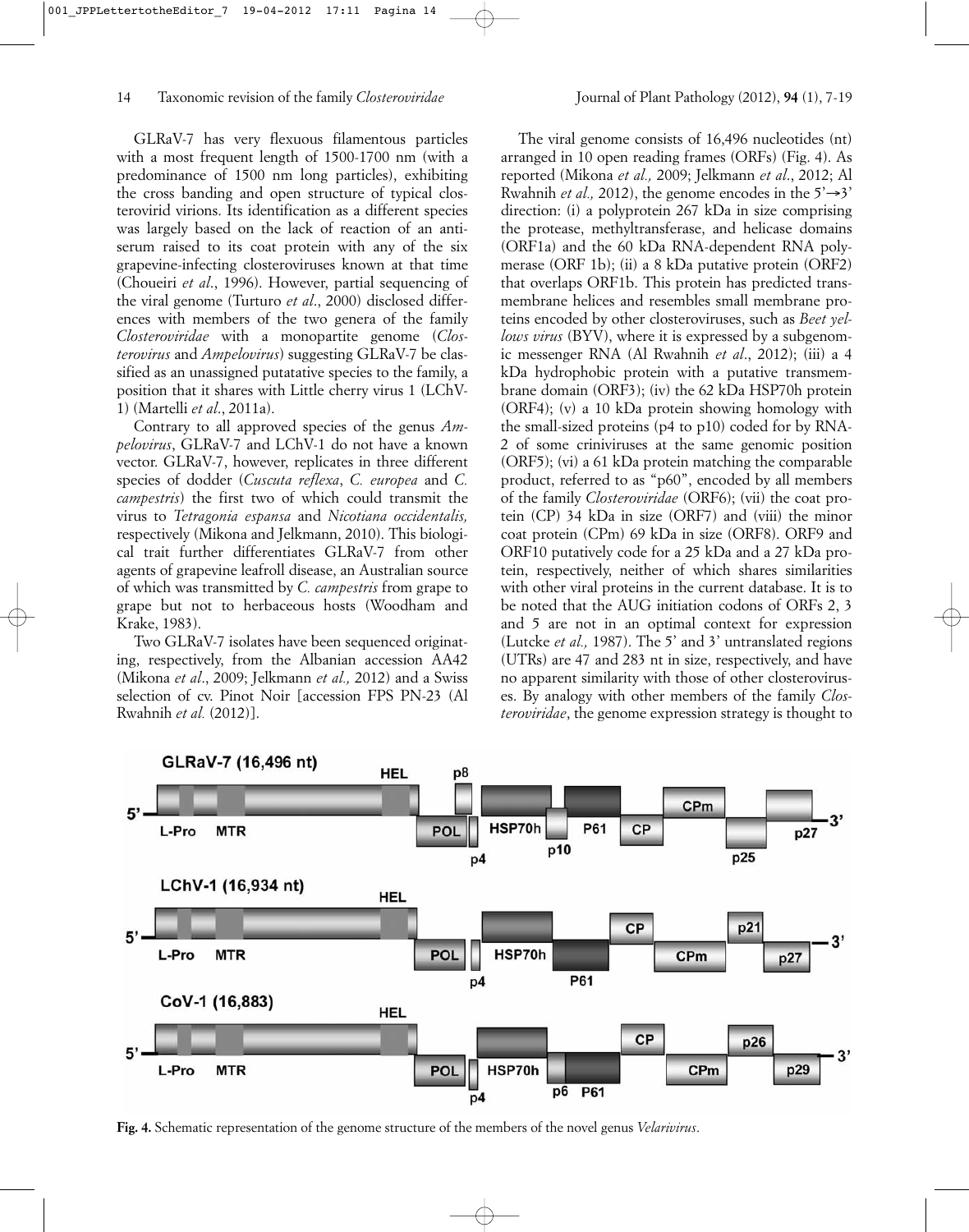GLRaV-7 has very flexuous filamentous particles with a most frequent length of 1500-1700 nm (with a predominance of 1500 nm long particles), exhibiting the cross banding and open structure of typical closterovirid virions. Its identification as a different species was largely based on the lack of reaction of an antiserum raised to its coat protein with any of the six grapevine-infecting closteroviruses known at that time (Choueiri *et al*., 1996). However, partial sequencing of the viral genome (Turturo *et al*., 2000) disclosed differences with members of the two genera of the family *Closteroviridae* with a monopartite genome (*Closterovirus* and *Ampelovirus*) suggesting GLRaV-7 be classified as an unassigned putatative species to the family, a position that it shares with Little cherry virus 1 (LChV-1) (Martelli *et al*., 2011a).

Contrary to all approved species of the genus *Ampelovirus*, GLRaV-7 and LChV-1 do not have a known vector. GLRaV-7, however, replicates in three different species of dodder (*Cuscuta reflexa*, *C. europea* and *C. campestris*) the first two of which could transmit the virus to *Tetragonia espansa* and *Nicotiana occidentalis,* respectively (Mikona and Jelkmann, 2010). This biological trait further differentiates GLRaV-7 from other agents of grapevine leafroll disease, an Australian source of which was transmitted by *C. campestris* from grape to grape but not to herbaceous hosts (Woodham and Krake, 1983).

Two GLRaV-7 isolates have been sequenced originating, respectively, from the Albanian accession AA42 (Mikona *et al*., 2009; Jelkmann *et al.,* 2012) and a Swiss selection of cv. Pinot Noir [accession FPS PN-23 (Al Rwahnih *et al.* (2012)].

The viral genome consists of 16,496 nucleotides (nt) arranged in 10 open reading frames (ORFs) (Fig. 4). As reported (Mikona *et al.,* 2009; Jelkmann *et al*., 2012; Al Rwahnih *et al.,* 2012), the genome encodes in the 5'→3' direction: (i) a polyprotein 267 kDa in size comprising the protease, methyltransferase, and helicase domains (ORF1a) and the 60 kDa RNA-dependent RNA polymerase (ORF 1b); (ii) a 8 kDa putative protein (ORF2) that overlaps ORF1b. This protein has predicted transmembrane helices and resembles small membrane proteins encoded by other closteroviruses, such as *Beet yellows virus* (BYV), where it is expressed by a subgenomic messenger RNA (Al Rwahnih *et al*., 2012); (iii) a 4 kDa hydrophobic protein with a putative transmembrane domain (ORF3); (iv) the 62 kDa HSP70h protein (ORF4); (v) a 10 kDa protein showing homology with the small-sized proteins (p4 to p10) coded for by RNA-2 of some criniviruses at the same genomic position (ORF5); (vi) a 61 kDa protein matching the comparable product, referred to as "p60", encoded by all members of the family *Closteroviridae* (ORF6); (vii) the coat protein (CP) 34 kDa in size (ORF7) and (viii) the minor coat protein (CPm) 69 kDa in size (ORF8). ORF9 and ORF10 putatively code for a 25 kDa and a 27 kDa protein, respectively, neither of which shares similarities with other viral proteins in the current database. It is to be noted that the AUG initiation codons of ORFs 2, 3 and 5 are not in an optimal context for expression (Lutcke *et al.,* 1987). The 5' and 3' untranslated regions (UTRs) are 47 and 283 nt in size, respectively, and have no apparent similarity with those of other closteroviruses. By analogy with other members of the family *Closteroviridae*, the genome expression strategy is thought to

**Fig. 4.** Schematic representation of the genome structure of the members of the novel genus *Velarivirus*.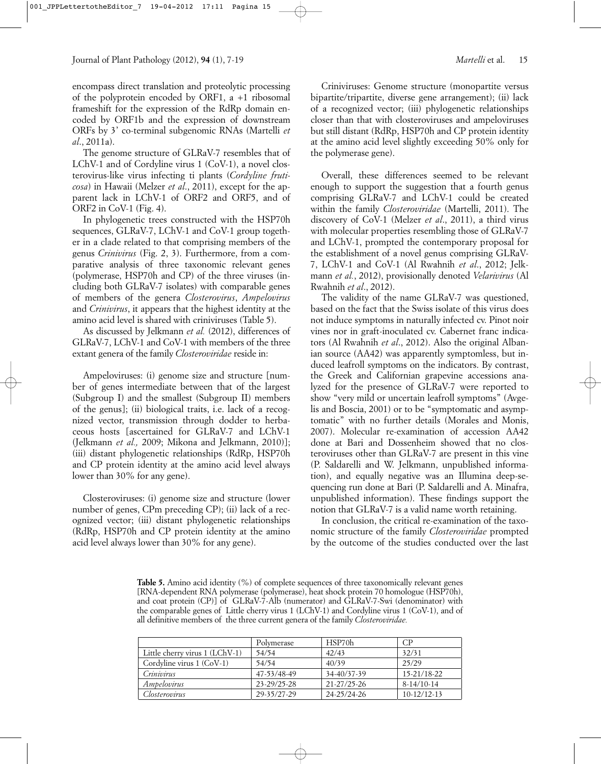encompass direct translation and proteolytic processing of the polyprotein encoded by ORF1, a +1 ribosomal frameshift for the expression of the RdRp domain encoded by ORF1b and the expression of downstream ORFs by 3' co-terminal subgenomic RNAs (Martelli *et al*., 2011a).

The genome structure of GLRaV-7 resembles that of LChV-1 and of Cordyline virus 1 (CoV-1), a novel closterovirus-like virus infecting ti plants (*Cordyline fruticosa*) in Hawaii (Melzer *et al*., 2011), except for the apparent lack in LChV-1 of ORF2 and ORF5, and of ORF2 in CoV-1 (Fig. 4).

In phylogenetic trees constructed with the HSP70h sequences, GLRaV-7, LChV-1 and CoV-1 group together in a clade related to that comprising members of the genus *Crinivirus* (Fig. 2, 3). Furthermore, from a comparative analysis of three taxonomic relevant genes (polymerase, HSP70h and CP) of the three viruses (including both GLRaV-7 isolates) with comparable genes of members of the genera *Closterovirus*, *Ampelovirus* and *Crinivirus*, it appears that the highest identity at the amino acid level is shared with criniviruses (Table 5).

As discussed by Jelkmann *et al.* (2012), differences of GLRaV-7, LChV-1 and CoV-1 with members of the three extant genera of the family *Closteroviridae* reside in:

Ampeloviruses: (i) genome size and structure [number of genes intermediate between that of the largest (Subgroup I) and the smallest (Subgroup II) members of the genus]; (ii) biological traits, i.e. lack of a recognized vector, transmission through dodder to herbaceous hosts [ascertained for GLRaV-7 and LChV-1 (Jelkmann *et al.,* 2009; Mikona and Jelkmann, 2010)]; (iii) distant phylogenetic relationships (RdRp, HSP70h and CP protein identity at the amino acid level always lower than 30% for any gene).

Closteroviruses: (i) genome size and structure (lower number of genes, CPm preceding CP); (ii) lack of a recognized vector; (iii) distant phylogenetic relationships (RdRp, HSP70h and CP protein identity at the amino acid level always lower than 30% for any gene).

Criniviruses: Genome structure (monopartite versus bipartite/tripartite, diverse gene arrangement); (ii) lack of a recognized vector; (iii) phylogenetic relationships closer than that with closteroviruses and ampeloviruses but still distant (RdRp, HSP70h and CP protein identity at the amino acid level slightly exceeding 50% only for the polymerase gene).

Overall, these differences seemed to be relevant enough to support the suggestion that a fourth genus comprising GLRaV-7 and LChV-1 could be created within the family *Closteroviridae* (Martelli, 2011). The discovery of CoV-1 (Melzer *et al*., 2011), a third virus with molecular properties resembling those of GLRaV-7 and LChV-1, prompted the contemporary proposal for the establishment of a novel genus comprising GLRaV-7, LChV-1 and CoV-1 (Al Rwahnih *et al*., 2012; Jelkmann *et al.*, 2012), provisionally denoted *Velarivirus* (Al Rwahnih *et al*., 2012).

The validity of the name GLRaV-7 was questioned, based on the fact that the Swiss isolate of this virus does not induce symptoms in naturally infected cv. Pinot noir vines nor in graft-inoculated cv. Cabernet franc indicators (Al Rwahnih *et al*., 2012). Also the original Albanian source (AA42) was apparently symptomless, but induced leafroll symptoms on the indicators. By contrast, the Greek and Californian grapevine accessions analyzed for the presence of GLRaV-7 were reported to show "very mild or uncertain leafroll symptoms" (Avgelis and Boscia, 2001) or to be "symptomatic and asymptomatic" with no further details (Morales and Monis, 2007). Molecular re-examination of accession AA42 done at Bari and Dossenheim showed that no closteroviruses other than GLRaV-7 are present in this vine (P. Saldarelli and W. Jelkmann, unpublished information), and equally negative was an Illumina deep-sequencing run done at Bari (P. Saldarelli and A. Minafra, unpublished information). These findings support the notion that GLRaV-7 is a valid name worth retaining.

In conclusion, the critical re-examination of the taxonomic structure of the family *Closteroviridae* prompted by the outcome of the studies conducted over the last

**Table 5.** Amino acid identity (%) of complete sequences of three taxonomically relevant genes [RNA-dependent RNA polymerase (polymerase), heat shock protein 70 homologue (HSP70h), and coat protein (CP)] of GLRaV-7-Alb (numerator) and GLRaV-7-Swi (denominator) with the comparable genes of Little cherry virus 1 (LChV-1) and Cordyline virus 1 (CoV-1), and of all definitive members of the three current genera of the family *Closteroviridae.*

| | Polymerase | HSP70h | CP |
|---|---|---|---|
| Little cherry virus 1 (LChV-1) | 54/54 | 42/43 | 32/31 |
| Cordyline virus 1 (CoV-1) | 54/54 | 40/39 | 25/29 |
| *Crinivirus* | 47-53/48-49 | 34-40/37-39 | 15-21/18-22 |
| *Ampelovirus* | 23-29/25-28 | 21-27/25-26 | 8-14/10-14 |
| *Closterovirus* | 29-35/27-29 | 24-25/24-26 | 10-12/12-13 |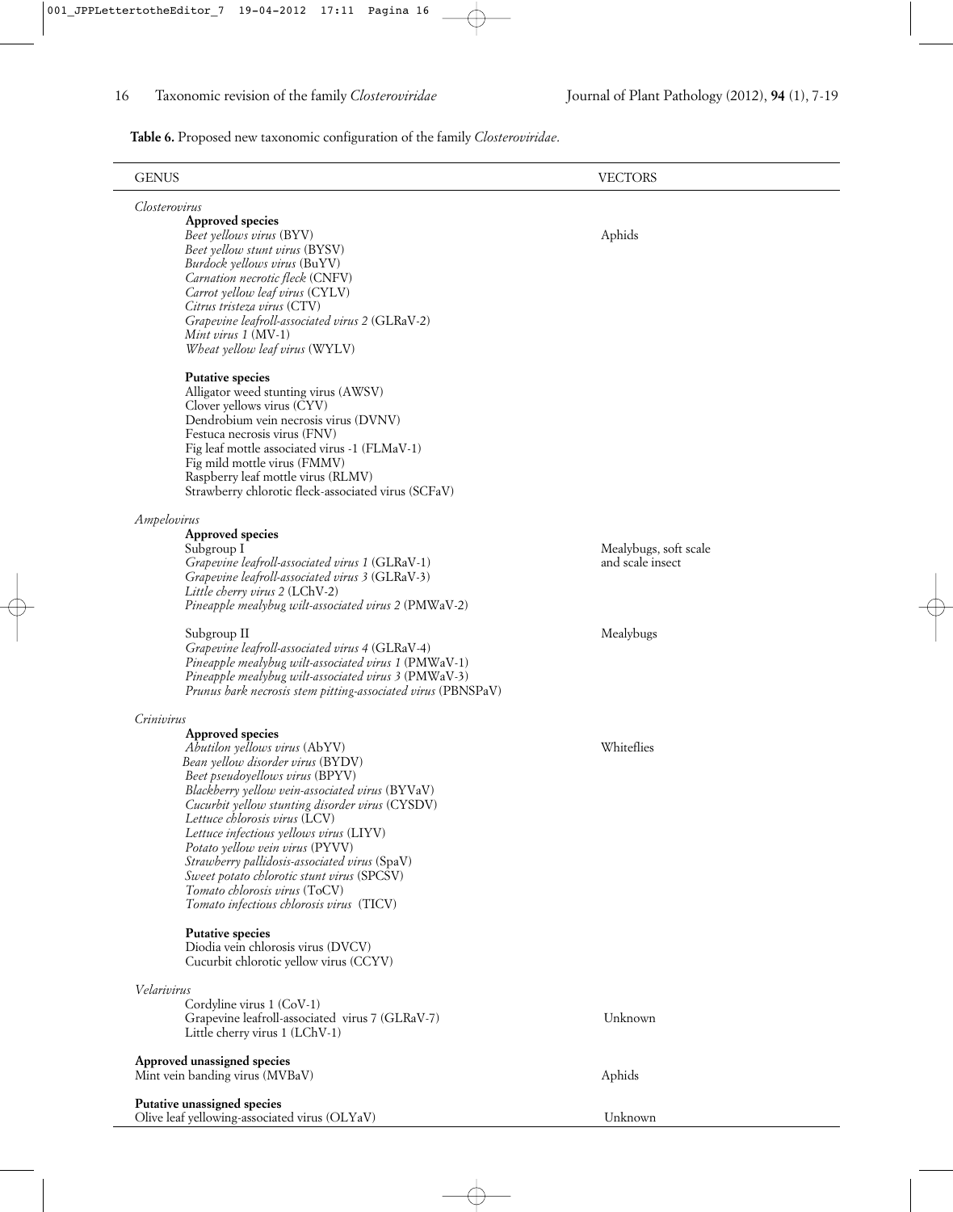**Table 6.** Proposed new taxonomic configuration of the family *Closteroviridae*.

| GENUS | VECTORS |
|---|---|
| *Closterovirus* | |
| **Approved species** | |
| *Beet yellows virus* (BYV) | Aphids |
| *Beet yellow stunt virus* (BYSV) | |
| *Burdock yellows virus* (BuYV) | |
| *Carnation necrotic fleck* (CNFV) | |
| *Carrot yellow leaf virus* (CYLV) | |
| *Citrus tristeza virus* (CTV) | |
| *Grapevine leafroll-associated virus 2* (GLRaV-2) | |
| *Mint virus 1* (MV-1) | |
| *Wheat yellow leaf virus* (WYLV) | |
| **Putative species** | |
| Alligator weed stunting virus (AWSV) | |
| Clover yellows virus (CYV) | |
| Dendrobium vein necrosis virus (DVNV) | |
| Festuca necrosis virus (FNV) | |
| Fig leaf mottle associated virus -1 (FLMaV-1) | |
| Fig mild mottle virus (FMMV) | |
| Raspberry leaf mottle virus (RLMV) | |
| Strawberry chlorotic fleck-associated virus (SCFaV) | |
| *Ampelovirus* | |
| **Approved species** | |
| Subgroup I | Mealybugs, soft scale and scale insect |
| *Grapevine leafroll-associated virus 1* (GLRaV-1) | |
| *Grapevine leafroll-associated virus 3* (GLRaV-3) | |
| *Little cherry virus 2* (LChV-2) | |
| *Pineapple mealybug wilt-associated virus 2* (PMWaV-2) | |
| Subgroup II | Mealybugs |
| *Grapevine leafroll-associated virus 4* (GLRaV-4) | |
| *Pineapple mealybug wilt-associated virus 1* (PMWaV-1) | |
| *Pineapple mealybug wilt-associated virus 3* (PMWaV-3) | |
| *Prunus bark necrosis stem pitting-associated virus* (PBNSPaV) | |
| *Crinivirus* | |
| **Approved species** | |
| *Abutilon yellows virus* (AbYV) | Whiteflies |
| *Bean yellow disorder virus* (BYDV) | |
| *Beet pseudoyellows virus* (BPYV) | |
| *Blackberry yellow vein-associated virus* (BYVaV) | |
| *Cucurbit yellow stunting disorder virus* (CYSDV) | |
| *Lettuce chlorosis virus* (LCV) | |
| *Lettuce infectious yellows virus* (LIYV) | |
| *Potato yellow vein virus* (PYVV) | |
| *Strawberry pallidosis-associated virus* (SpaV) | |
| *Sweet potato chlorotic stunt virus* (SPCSV) | |
| *Tomato chlorosis virus* (ToCV) | |
| *Tomato infectious chlorosis virus* (TICV) | |
| **Putative species** | |
| Diodia vein chlorosis virus (DVCV) | |
| Cucurbit chlorotic yellow virus (CCYV) | |
| *Velarivirus* | |
| Cordyline virus 1 (CoV-1) | |
| Grapevine leafroll-associated virus 7 (GLRaV-7) | Unknown |
| Little cherry virus 1 (LChV-1) | |
| **Approved unassigned species** | |
| Mint vein banding virus (MVBaV) | Aphids |
| **Putative unassigned species** | |
| Olive leaf yellowing-associated virus (OLYaV) | Unknown |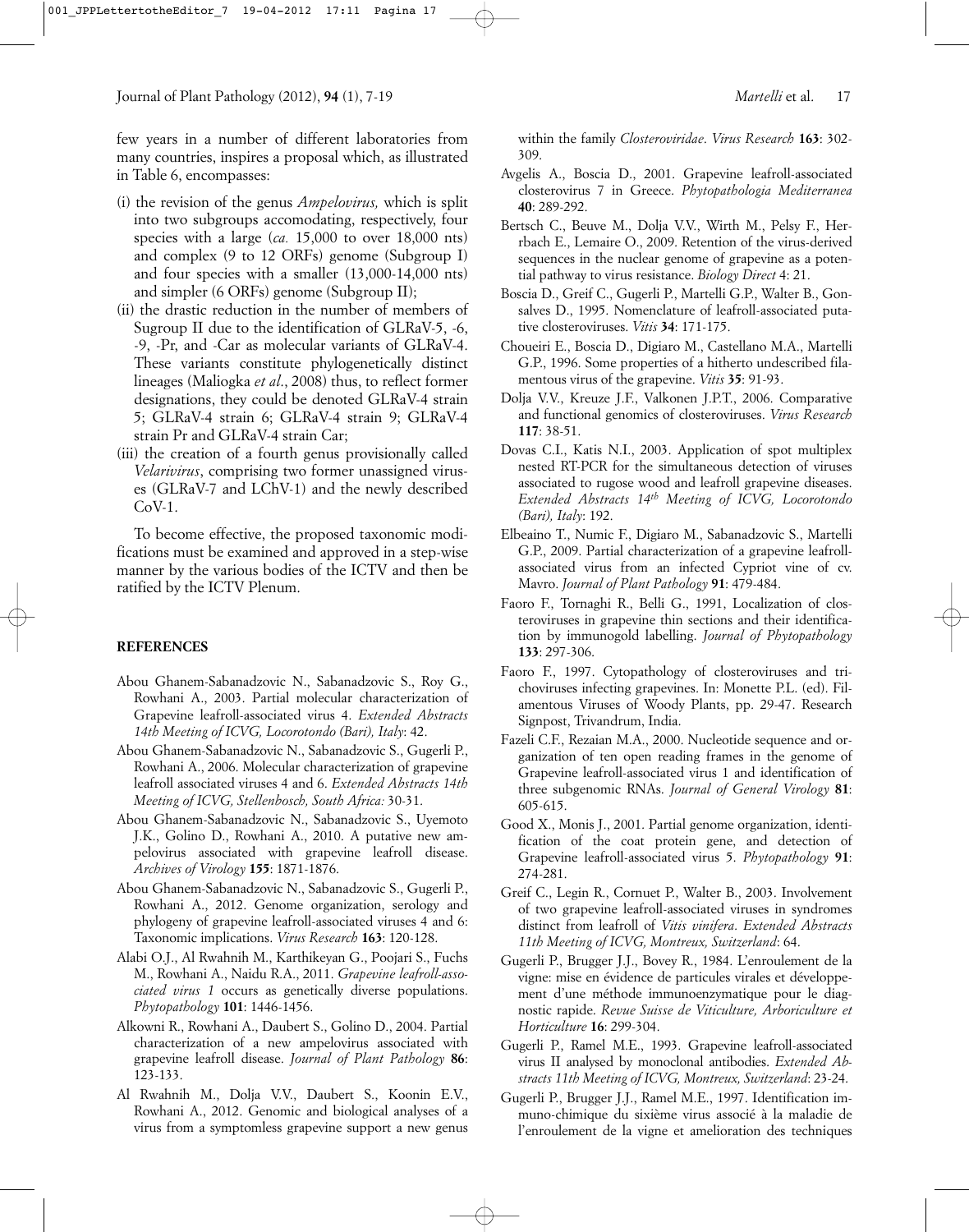few years in a number of different laboratories from many countries, inspires a proposal which, as illustrated in Table 6, encompasses:

(i) the revision of the genus *Ampelovirus,* which is split into two subgroups accomodating, respectively, four species with a large (*ca.* 15,000 to over 18,000 nts) and complex (9 to 12 ORFs) genome (Subgroup I) and four species with a smaller (13,000-14,000 nts) and simpler (6 ORFs) genome (Subgroup II);

(ii) the drastic reduction in the number of members of Sugroup II due to the identification of GLRaV-5, -6, -9, -Pr, and -Car as molecular variants of GLRaV-4. These variants constitute phylogenetically distinct lineages (Maliogka *et al*., 2008) thus, to reflect former designations, they could be denoted GLRaV-4 strain 5; GLRaV-4 strain 6; GLRaV-4 strain 9; GLRaV-4 strain Pr and GLRaV-4 strain Car;

(iii) the creation of a fourth genus provisionally called *Velarivirus*, comprising two former unassigned viruses (GLRaV-7 and LChV-1) and the newly described CoV-1.

To become effective, the proposed taxonomic modifications must be examined and approved in a step-wise manner by the various bodies of the ICTV and then be ratified by the ICTV Plenum.

## REFERENCES

Abou Ghanem-Sabanadzovic N., Sabanadzovic S., Roy G., Rowhani A., 2003. Partial molecular characterization of Grapevine leafroll-associated virus 4. *Extended Abstracts 14th Meeting of ICVG, Locorotondo (Bari), Italy*: 42.

Abou Ghanem-Sabanadzovic N., Sabanadzovic S., Gugerli P., Rowhani A., 2006. Molecular characterization of grapevine leafroll associated viruses 4 and 6. *Extended Abstracts 14th Meeting of ICVG, Stellenbosch, South Africa:* 30-31.

Abou Ghanem-Sabanadzovic N., Sabanadzovic S., Uyemoto J.K., Golino D., Rowhani A., 2010. A putative new ampelovirus associated with grapevine leafroll disease. *Archives of Virology* **155**: 1871-1876.

Abou Ghanem-Sabanadzovic N., Sabanadzovic S., Gugerli P., Rowhani A., 2012. Genome organization, serology and phylogeny of grapevine leafroll-associated viruses 4 and 6: Taxonomic implications. *Virus Research* **163**: 120-128.

Alabi O.J., Al Rwahnih M., Karthikeyan G., Poojari S., Fuchs M., Rowhani A., Naidu R.A., 2011. *Grapevine leafroll-associated virus 1* occurs as genetically diverse populations. *Phytopathology* **101**: 1446-1456.

Alkowni R., Rowhani A., Daubert S., Golino D., 2004. Partial characterization of a new ampelovirus associated with grapevine leafroll disease. *Journal of Plant Pathology* **86**: 123-133.

Al Rwahnih M., Dolja V.V., Daubert S., Koonin E.V., Rowhani A., 2012. Genomic and biological analyses of a virus from a symptomless grapevine support a new genus within the family *Closteroviridae*. *Virus Research* **163**: 302-309.

Avgelis A., Boscia D., 2001. Grapevine leafroll-associated closterovirus 7 in Greece. *Phytopathologia Mediterranea* **40**: 289-292.

Bertsch C., Beuve M., Dolja V.V., Wirth M., Pelsy F., Herrbach E., Lemaire O., 2009. Retention of the virus-derived sequences in the nuclear genome of grapevine as a potential pathway to virus resistance. *Biology Direct* 4: 21.

Boscia D., Greif C., Gugerli P., Martelli G.P., Walter B., Gonsalves D., 1995. Nomenclature of leafroll-associated putative closteroviruses. *Vitis* **34**: 171-175.

Choueiri E., Boscia D., Digiaro M., Castellano M.A., Martelli G.P., 1996. Some properties of a hitherto undescribed filamentous virus of the grapevine. *Vitis* **35**: 91-93.

Dolja V.V., Kreuze J.F., Valkonen J.P.T., 2006. Comparative and functional genomics of closteroviruses. *Virus Research* **117**: 38-51.

Dovas C.I., Katis N.I., 2003. Application of spot multiplex nested RT-PCR for the simultaneous detection of viruses associated to rugose wood and leafroll grapevine diseases. *Extended Abstracts 14th Meeting of ICVG, Locorotondo (Bari), Italy*: 192.

Elbeaino T., Numic F., Digiaro M., Sabanadzovic S., Martelli G.P., 2009. Partial characterization of a grapevine leafroll-associated virus from an infected Cypriot vine of cv. Mavro. *Journal of Plant Pathology* **91**: 479-484.

Faoro F., Tornaghi R., Belli G., 1991, Localization of closteroviruses in grapevine thin sections and their identification by immunogold labelling. *Journal of Phytopathology* **133**: 297-306.

Faoro F., 1997. Cytopathology of closteroviruses and trichoviruses infecting grapevines. In: Monette P.L. (ed). Filamentous Viruses of Woody Plants, pp. 29-47. Research Signpost, Trivandrum, India.

Fazeli C.F., Rezaian M.A., 2000. Nucleotide sequence and organization of ten open reading frames in the genome of Grapevine leafroll-associated virus 1 and identification of three subgenomic RNAs. *Journal of General Virology* **81**: 605-615.

Good X., Monis J., 2001. Partial genome organization, identification of the coat protein gene, and detection of Grapevine leafroll-associated virus 5. *Phytopathology* **91**: 274-281.

Greif C., Legin R., Cornuet P., Walter B., 2003. Involvement of two grapevine leafroll-associated viruses in syndromes distinct from leafroll of *Vitis vinifera*. *Extended Abstracts 11th Meeting of ICVG, Montreux, Switzerland*: 64.

Gugerli P., Brugger J.J., Bovey R., 1984. L'enroulement de la vigne: mise en évidence de particules virales et développement d'une méthode immunoenzymatique pour le diagnostic rapide. *Revue Suisse de Viticulture, Arboriculture et Horticulture* **16**: 299-304.

Gugerli P., Ramel M.E., 1993. Grapevine leafroll-associated virus II analysed by monoclonal antibodies. *Extended Abstracts 11th Meeting of ICVG, Montreux, Switzerland*: 23-24.

Gugerli P., Brugger J.J., Ramel M.E., 1997. Identification immuno-chimique du sixième virus associé à la maladie de l'enroulement de la vigne et amelioration des techniques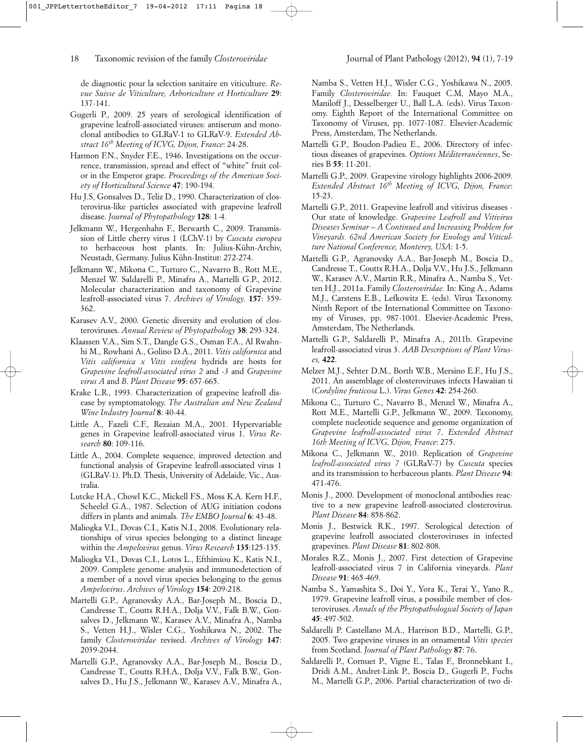de diagnostic pour la selection sanitaire en viticulture. *Revue Suisse de Viticulture, Arboriculture et Horticulture* **29**: 137-141.

Gugerli P., 2009. 25 years of serological identification of grapevine leafroll-associated viruses: antiserum and monoclonal antibodies to GLRaV-1 to GLRaV-9. *Extended Abstract 16th Meeting of ICVG, Dijon, France*: 24-28.

Harmon F.N., Snyder F.E., 1946. Investigations on the occurrence, transmission, spread and effect of "white" fruit color in the Emperor grape. *Proceedings of the American Society of Horticultural Science* **47**: 190-194.

Hu J.S, Gonsalves D., Teliz D., 1990. Characterization of closterovirus-like particles associated with grapevine leafroll disease. *Journal of Phytopathology* **128**: 1-4.

Jelkmann W., Hergenhahn F., Berwarth C., 2009. Transmission of Little cherry virus 1 (LChV-1) by *Cuscuta europea* to herbaceous host plants. In: Julius-Kühn-Archiv, Neustadt, Germany. Julius Kühn-Institut: 272-274.

Jelkmann W., Mikona C., Turturo C., Navarro B., Rott M.E., Menzel W. Saldarelli P., Minafra A., Martelli G.P., 2012. Molecular characterization and taxonomy of Grapevine leafroll-associated virus 7. *Archives of Virology.* **157**: 359-362.

Karasev A.V., 2000. Genetic diversity and evolution of closteroviruses. *Annual Review of Phytopathology* **38**: 293-324.

Klaassen V.A., Sim S.T., Dangle G.S., Osman F.A., Al Rwahnhi M., Rowhani A., Golino D.A., 2011. *Vitis californica* and *Vitis californica x Vitis vinifera* hydrids are hosts for *Grapevine leafroll-associated virus 2* and *-3* and *Grapevine virus A* and *B*. *Plant Disease* **95**: 657-665.

Krake L.R., 1993. Characterization of grapevine leafroll disease by symptomatology. *The Australian and New Zealand Wine Industry Journal* **8**: 40-44.

Little A., Fazeli C.F., Rezaian M.A., 2001. Hypervariable genes in Grapevine leafroll-associated virus 1. *Virus Research* **80**: 109-116.

Little A., 2004. Complete sequence, improved detection and functional analysis of Grapevine leafroll-associated virus 1 (GLRaV-1). Ph.D. Thesis, University of Adelaide, Vic., Australia.

Lutcke H.A., Chowl K.C., Mickell F.S., Moss K.A. Kern H.F., Scheelel G.A., 1987. Selection of AUG initiation codons differs in plants and animals. *The EMBO Journal* **6**: 43-48.

Maliogka V.I., Dovas C.I., Katis N.I., 2008. Evolutionary relationships of virus species belonging to a distinct lineage within the *Ampelovirus* genus. *Virus Research* **135**:125-135.

Maliogka V.I., Dovas C.I., Lotos L., Efthimiou K., Katis N.I., 2009. Complete genome analysis and immunodetection of a member of a novel virus species belonging to the genus *Ampelovirus*. *Archives of Virology* **154**: 209-218.

Martelli G.P., Agranovsky A.A., Bar-Joseph M., Boscia D., Candresse T., Coutts R.H.A., Dolja V.V., Falk B.W., Gonsalves D., Jelkmann W., Karasev A.V., Minafra A., Namba S., Vetten H.J., Wisler C.G., Yoshikawa N., 2002. The family *Closteroviridae* revised. *Archives of Virology* **147**: 2039-2044.

Martelli G.P., Agranovsky A.A., Bar-Joseph M., Boscia D., Candresse T., Coutts R.H.A., Dolja V.V., Falk B.W., Gonsalves D., Hu J.S., Jelkmann W., Karasev A.V., Minafra A., Namba S., Vetten H.J., Wisler C.G., Yoshikawa N., 2005. Family *Closteroviridae.* In: Fauquet C.M, Mayo M.A., Maniloff J., Desselberger U., Ball L.A. (eds). Virus Taxonomy. Eighth Report of the International Committee on Taxonomy of Viruses, pp. 1077-1087. Elsevier-Academic Press, Amsterdam, The Netherlands.

Martelli G.P., Boudon-Padieu E., 2006. Directory of infectious diseases of grapevines. *Options Méditerranéennes*, Series B **55**: 11-201.

Martelli G.P., 2009. Grapevine virology highlights 2006-2009. *Extended Abstract 16th Meeting of ICVG, Dijon, France*: 15-23.

Martelli G.P., 2011. Grapevine leafroll and vitivirus diseases - Our state of knowledge. *Grapevine Leafroll and Vtivirus Diseases Seminar – A Continued and Increasing Problem for Vineyards. 62nd American Society for Enology and Viticulture National Conference, Monterey, USA*: 1-5.

Martelli G.P., Agranovsky A.A., Bar-Joseph M., Boscia D., Candresse T., Coutts R.H.A., Dolja V.V., Hu J.S., Jelkmann W., Karasev A.V., Martin R.R., Minafra A., Namba S., Vetten H.J., 2011a. Family *Closteroviridae.* In: King A., Adams M.J., Carstens E.B., Lefkowitz E. (eds). Virus Taxonomy. Ninth Report of the International Committee on Taxonomy of Viruses, pp. 987-1001. Elsevier-Academic Press, Amsterdam, The Netherlands.

Martelli G.P., Saldarelli P., Minafra A., 2011b. Grapevine leafroll-associated virus 3. *AAB Descriptions of Plant Viruses,* **422**.

Melzer M.J., Sehter D.M., Borth W.B., Mersino E.F., Hu J.S., 2011. An assemblage of closteroviruses infects Hawaiian ti (*Cordyline fruticosa* L.). *Virus Genes* **42**: 254-260.

Mikona C., Turturo C., Navarro B., Menzel W., Minafra A., Rott M.E., Martelli G.P., Jelkmann W., 2009. Taxonomy, complete nucleotide sequence and genome organization of *Grapevine leafroll-associated virus 7*. *Extended Abstract 16th Meeting of ICVG, Dijon, France*: 275.

Mikona C., Jelkmann W., 2010. Replication of *Grapevine leafroll-associated virus 7* (GLRaV-7) by *Cuscuta* species and its transmission to herbaceous plants. *Plant Disease* **94**: 471-476.

Monis J., 2000. Development of monoclonal antibodies reactive to a new grapevine leafroll-associated closterovirus. *Plant Disease* **84**: 858-862.

Monis J., Bestwick R.K., 1997. Serological detection of grapevine leafroll associated closteroviruses in infected grapevines. *Plant Disease* **81**: 802-808.

Morales R.Z., Monis J., 2007. First detection of Grapevine leafroll-associated virus 7 in California vineyards. *Plant Disease* **91**: 465-469.

Namba S., Yamashita S., Doi Y., Yora K., Terai Y., Yano R., 1979. Grapevine leafroll virus, a possibile member of closteroviruses. *Annals of the Phytopathological Society of Japan* **45**: 497-502.

Saldarelli P. Castellano M.A., Harrison B.D., Martelli, G.P., 2005. Two grapevine viruses in an ornamental *Vitis species* from Scotland. *Journal of Plant Pathology* **87**: 76.

Saldarelli P., Cornuet P., Vigne E., Talas F., Bronnebkant I., Dridi A.M., Andret-Link P., Boscia D., Gugerli P., Fuchs M., Martelli G.P., 2006. Partial characterization of two di-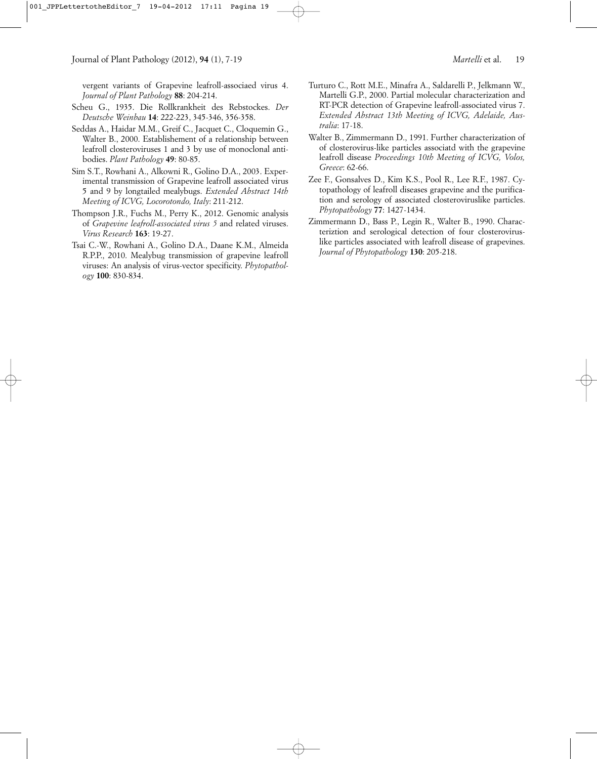vergent variants of Grapevine leafroll-associaed virus 4. *Journal of Plant Pathology* **88**: 204-214.

Scheu G., 1935. Die Rollkrankheit des Rebstockes. *Der Deutsche Weinbau* **14**: 222-223, 345-346, 356-358.

Seddas A., Haidar M.M., Greif C., Jacquet C., Cloquemin G., Walter B., 2000. Establishement of a relationship between leafroll closteroviruses 1 and 3 by use of monoclonal antibodies. *Plant Pathology* **49**: 80-85.

Sim S.T., Rowhani A., Alkowni R., Golino D.A., 2003. Experimental transmission of Grapevine leafroll associated virus 5 and 9 by longtailed mealybugs. *Extended Abstract 14th Meeting of ICVG, Locorotondo, Italy*: 211-212.

Thompson J.R., Fuchs M., Perry K., 2012. Genomic analysis of *Grapevine leafroll-associated virus 5* and related viruses. *Virus Research* **163**: 19-27.

Tsai C.-W., Rowhani A., Golino D.A., Daane K.M., Almeida R.P.P., 2010. Mealybug transmission of grapevine leafroll viruses: An analysis of virus-vector specificity. *Phytopathology* **100**: 830-834.

Turturo C., Rott M.E., Minafra A., Saldarelli P., Jelkmann W., Martelli G.P., 2000. Partial molecular characterization and RT-PCR detection of Grapevine leafroll-associated virus 7. *Extended Abstract 13th Meeting of ICVG, Adelaide, Australia*: 17-18.

Walter B., Zimmermann D., 1991. Further characterization of of closterovirus-like particles associatd with the grapevine leafroll disease *Proceedings 10th Meeting of ICVG, Volos, Greece*: 62-66.

Zee F., Gonsalves D., Kim K.S., Pool R., Lee R.F., 1987. Cytopathology of leafroll diseases grapevine and the purification and serology of associated closteroviruslike particles. *Phytopathology* **77**: 1427-1434.

Zimmermann D., Bass P., Legin R., Walter B., 1990. Characteriztion and serological detection of four closterovirus-like particles associated with leafroll disease of grapevines. *Journal of Phytopathology* **130**: 205-218.